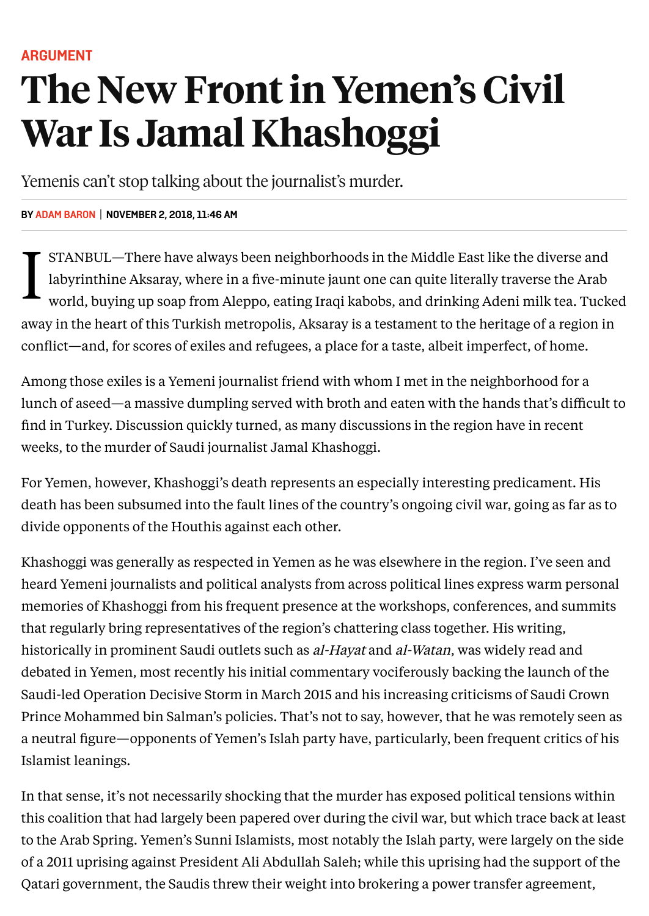ARGUMENT

# The New Front in Yemen's Civil War Is Jamal Khashoggi

Yemenis can't stop talking about the journalist's murder.

**BY ADAM BARON | NOVEMBER 2, 2018, 11:46 AM**

ISTANBUL—There have always been neighborhoods in the Middle East like the diverse and labyrinthine Aksaray, where in a five-minute jaunt one can quite literally traverse the Arab world, buying up soap from Aleppo, eating Iraqi kabobs, and drinking Adeni milk tea. Tucked away in the heart of this Turkish metropolis, Aksaray is a testament to the heritage of a region in conflict—and, for scores of exiles and refugees, a place for a taste, albeit imperfect, of home.

Among those exiles is a Yemeni journalist friend with whom I met in the neighborhood for a lunch of aseed—a massive dumpling served with broth and eaten with the hands that's difficult to find in Turkey. Discussion quickly turned, as many discussions in the region have in recent weeks, to the murder of Saudi journalist Jamal Khashoggi.

For Yemen, however, Khashoggi's death represents an especially interesting predicament. His death has been subsumed into the fault lines of the country's ongoing civil war, going as far as to divide opponents of the Houthis against each other.

Khashoggi was generally as respected in Yemen as he was elsewhere in the region. I've seen and heard Yemeni journalists and political analysts from across political lines express warm personal memories of Khashoggi from his frequent presence at the workshops, conferences, and summits that regularly bring representatives of the region's chattering class together. His writing, historically in prominent Saudi outlets such as *al-Hayat* and *al-Watan*, was widely read and debated in Yemen, most recently his initial commentary vociferously backing the launch of the Saudi-led Operation Decisive Storm in March 2015 and his increasing criticisms of Saudi Crown Prince Mohammed bin Salman's policies. That's not to say, however, that he was remotely seen as a neutral figure—opponents of Yemen's Islah party have, particularly, been frequent critics of his Islamist leanings.

In that sense, it's not necessarily shocking that the murder has exposed political tensions within this coalition that had largely been papered over during the civil war, but which trace back at least to the Arab Spring. Yemen's Sunni Islamists, most notably the Islah party, were largely on the side of a 2011 uprising against President Ali Abdullah Saleh; while this uprising had the support of the Qatari government, the Saudis threw their weight into brokering a power transfer agreement,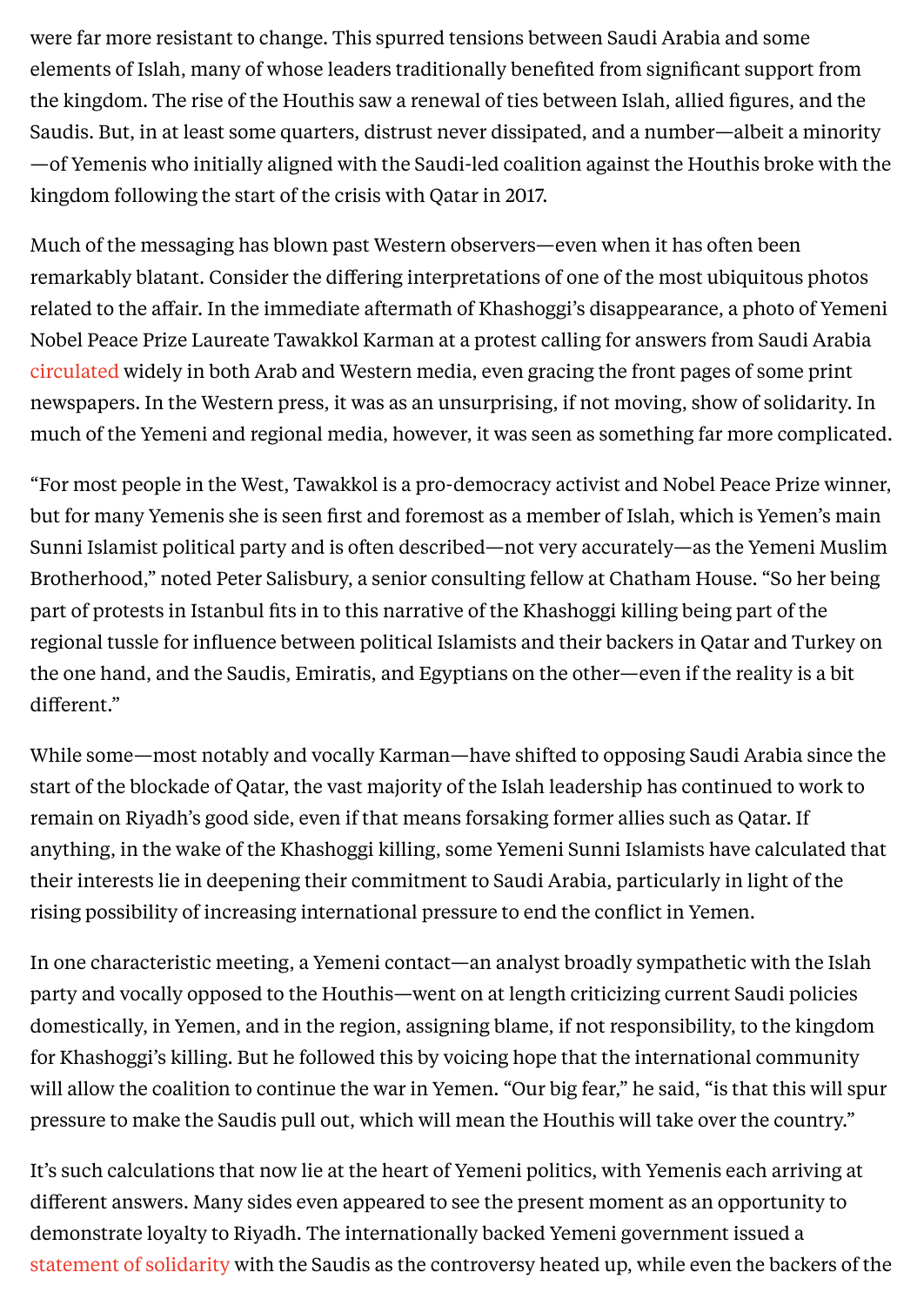were far more resistant to change. This spurred tensions between Saudi Arabia and some elements of Islah, many of whose leaders traditionally benefited from significant support from the kingdom. The rise of the Houthis saw a renewal of ties between Islah, allied figures, and the Saudis. But, in at least some quarters, distrust never dissipated, and a number—albeit a minority—of Yemenis who initially aligned with the Saudi-led coalition against the Houthis broke with the kingdom following the start of the crisis with Qatar in 2017.

Much of the messaging has blown past Western observers—even when it has often been remarkably blatant. Consider the differing interpretations of one of the most ubiquitous photos related to the affair. In the immediate aftermath of Khashoggi's disappearance, a photo of Yemeni Nobel Peace Prize Laureate Tawakkol Karman at a protest calling for answers from Saudi Arabia circulated widely in both Arab and Western media, even gracing the front pages of some print newspapers. In the Western press, it was as an unsurprising, if not moving, show of solidarity. In much of the Yemeni and regional media, however, it was seen as something far more complicated.

"For most people in the West, Tawakkol is a pro-democracy activist and Nobel Peace Prize winner, but for many Yemenis she is seen first and foremost as a member of Islah, which is Yemen's main Sunni Islamist political party and is often described—not very accurately—as the Yemeni Muslim Brotherhood," noted Peter Salisbury, a senior consulting fellow at Chatham House. "So her being part of protests in Istanbul fits in to this narrative of the Khashoggi killing being part of the regional tussle for influence between political Islamists and their backers in Qatar and Turkey on the one hand, and the Saudis, Emiratis, and Egyptians on the other—even if the reality is a bit different."

While some—most notably and vocally Karman—have shifted to opposing Saudi Arabia since the start of the blockade of Qatar, the vast majority of the Islah leadership has continued to work to remain on Riyadh's good side, even if that means forsaking former allies such as Qatar. If anything, in the wake of the Khashoggi killing, some Yemeni Sunni Islamists have calculated that their interests lie in deepening their commitment to Saudi Arabia, particularly in light of the rising possibility of increasing international pressure to end the conflict in Yemen.

In one characteristic meeting, a Yemeni contact—an analyst broadly sympathetic with the Islah party and vocally opposed to the Houthis—went on at length criticizing current Saudi policies domestically, in Yemen, and in the region, assigning blame, if not responsibility, to the kingdom for Khashoggi's killing. But he followed this by voicing hope that the international community will allow the coalition to continue the war in Yemen. "Our big fear," he said, "is that this will spur pressure to make the Saudis pull out, which will mean the Houthis will take over the country."

It's such calculations that now lie at the heart of Yemeni politics, with Yemenis each arriving at different answers. Many sides even appeared to see the present moment as an opportunity to demonstrate loyalty to Riyadh. The internationally backed Yemeni government issued a statement of solidarity with the Saudis as the controversy heated up, while even the backers of the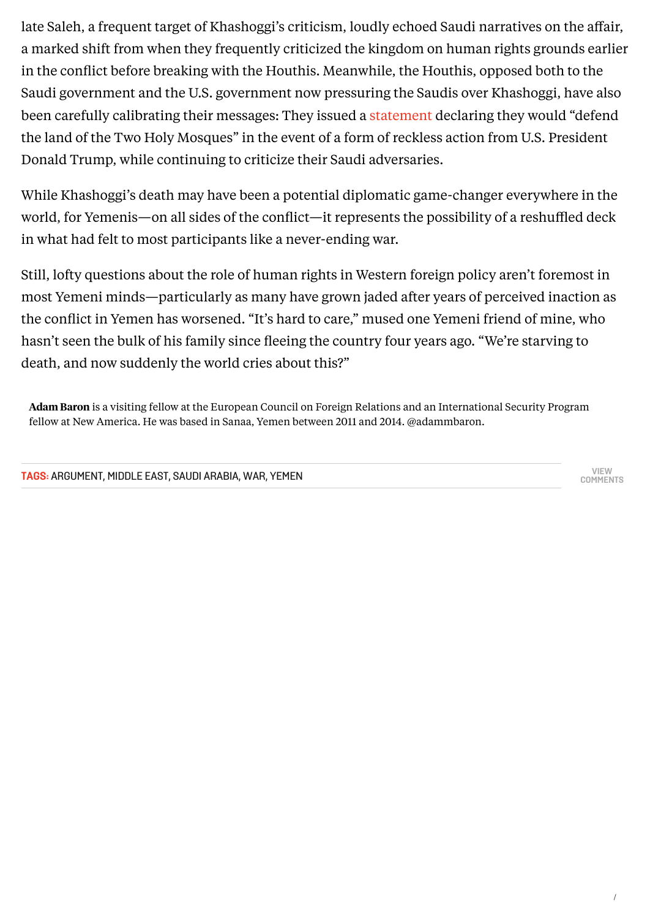late Saleh, a frequent target of Khashoggi's criticism, loudly echoed Saudi narratives on the affair, a marked shift from when they frequently criticized the kingdom on human rights grounds earlier in the conflict before breaking with the Houthis. Meanwhile, the Houthis, opposed both to the Saudi government and the U.S. government now pressuring the Saudis over Khashoggi, have also been carefully calibrating their messages: They issued a statement declaring they would "defend the land of the Two Holy Mosques" in the event of a form of reckless action from U.S. President Donald Trump, while continuing to criticize their Saudi adversaries.

While Khashoggi's death may have been a potential diplomatic game-changer everywhere in the world, for Yemenis—on all sides of the conflict—it represents the possibility of a reshuffled deck in what had felt to most participants like a never-ending war.

Still, lofty questions about the role of human rights in Western foreign policy aren't foremost in most Yemeni minds—particularly as many have grown jaded after years of perceived inaction as the conflict in Yemen has worsened. "It's hard to care," mused one Yemeni friend of mine, who hasn't seen the bulk of his family since fleeing the country four years ago. "We're starving to death, and now suddenly the world cries about this?"

**Adam Baron** is a visiting fellow at the European Council on Foreign Relations and an International Security Program fellow at New America. He was based in Sanaa, Yemen between 2011 and 2014. @adammbaron.

**TAGS:** ARGUMENT, MIDDLE EAST, SAUDI ARABIA, WAR, YEMEN

VIEW COMMENTS